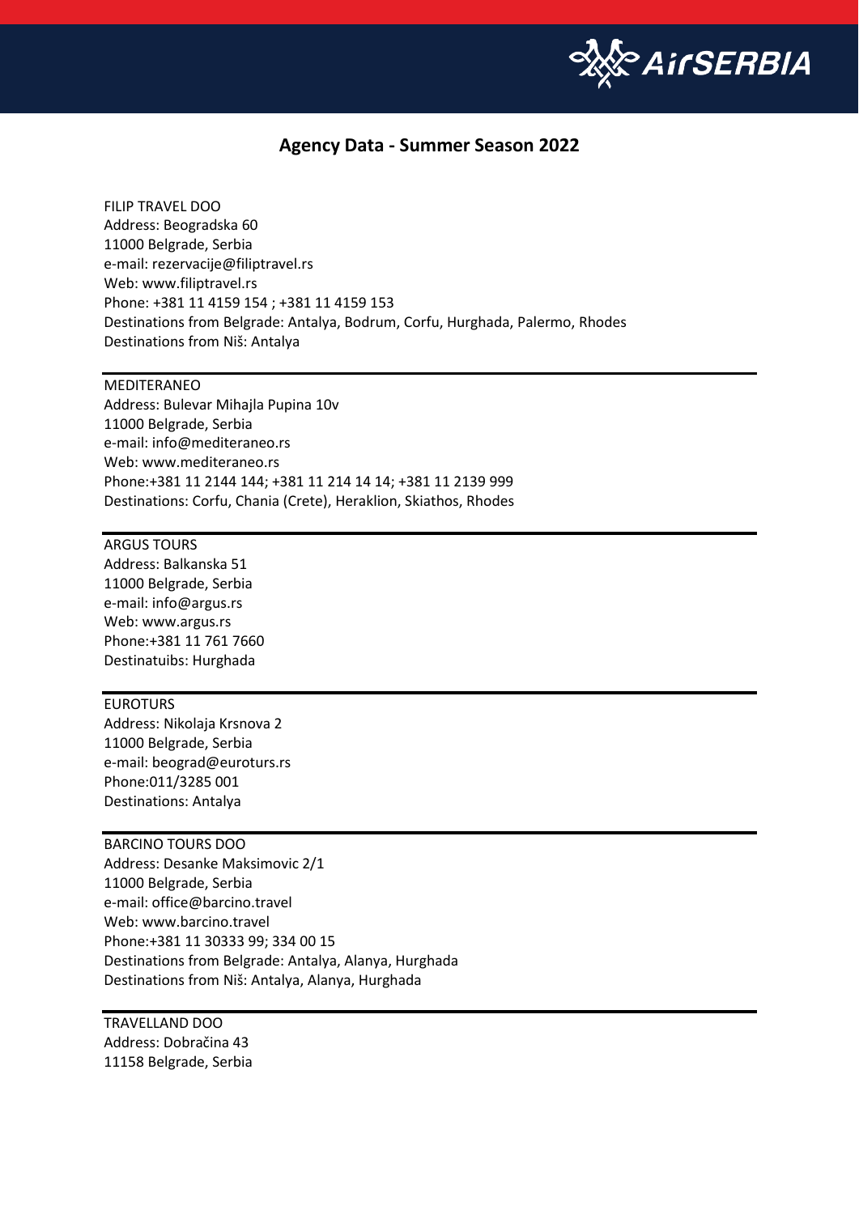## Agency Data - Summer Season 2022

FILIP TRAVEL DOO
Address: Beogradska 60
11000 Belgrade, Serbia
e-mail: rezervacije@filiptravel.rs
Web: www.filiptravel.rs
Phone: +381 11 4159 154 ; +381 11 4159 153
Destinations from Belgrade: Antalya, Bodrum, Corfu, Hurghada, Palermo, Rhodes
Destinations from Niš: Antalya

---

MEDITERANEO
Address: Bulevar Mihajla Pupina 10v
11000 Belgrade, Serbia
e-mail: info@mediteraneo.rs
Web: www.mediteraneo.rs
Phone:+381 11 2144 144; +381 11 214 14 14; +381 11 2139 999
Destinations: Corfu, Chania (Crete), Heraklion, Skiathos, Rhodes

---

ARGUS TOURS
Address: Balkanska 51
11000 Belgrade, Serbia
e-mail: info@argus.rs
Web: www.argus.rs
Phone:+381 11 761 7660
Destinatuibs: Hurghada

---

EUROTURS
Address: Nikolaja Krsnova 2
11000 Belgrade, Serbia
e-mail: beograd@euroturs.rs
Phone:011/3285 001
Destinations: Antalya

---

BARCINO TOURS DOO
Address: Desanke Maksimovic 2/1
11000 Belgrade, Serbia
e-mail: office@barcino.travel
Web: www.barcino.travel
Phone:+381 11 30333 99; 334 00 15
Destinations from Belgrade: Antalya, Alanya, Hurghada
Destinations from Niš: Antalya, Alanya, Hurghada

---

TRAVELLAND DOO
Address: Dobračina 43
11158 Belgrade, Serbia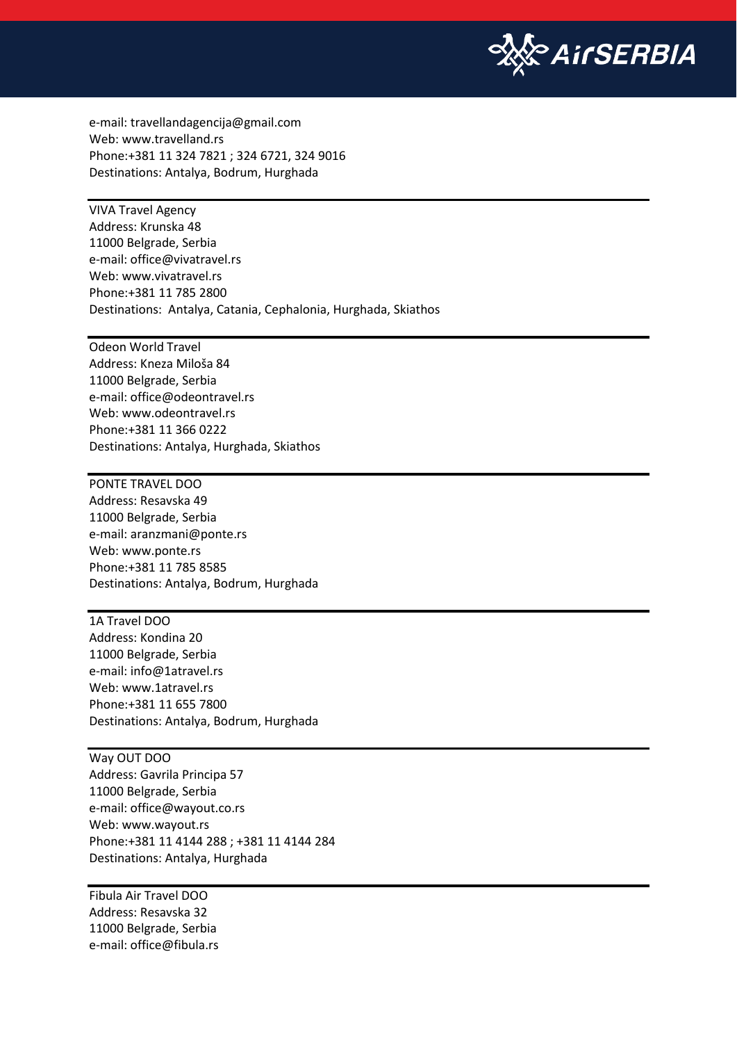e-mail: travellandagencija@gmail.com
Web: www.travelland.rs
Phone:+381 11 324 7821 ; 324 6721, 324 9016
Destinations: Antalya, Bodrum, Hurghada

---

VIVA Travel Agency
Address: Krunska 48
11000 Belgrade, Serbia
e-mail: office@vivatravel.rs
Web: www.vivatravel.rs
Phone:+381 11 785 2800
Destinations: Antalya, Catania, Cephalonia, Hurghada, Skiathos

---

Odeon World Travel
Address: Kneza Miloša 84
11000 Belgrade, Serbia
e-mail: office@odeontravel.rs
Web: www.odeontravel.rs
Phone:+381 11 366 0222
Destinations: Antalya, Hurghada, Skiathos

---

PONTE TRAVEL DOO
Address: Resavska 49
11000 Belgrade, Serbia
e-mail: aranzmani@ponte.rs
Web: www.ponte.rs
Phone:+381 11 785 8585
Destinations: Antalya, Bodrum, Hurghada

---

1A Travel DOO
Address: Kondina 20
11000 Belgrade, Serbia
e-mail: info@1atravel.rs
Web: www.1atravel.rs
Phone:+381 11 655 7800
Destinations: Antalya, Bodrum, Hurghada

---

Way OUT DOO
Address: Gavrila Principa 57
11000 Belgrade, Serbia
e-mail: office@wayout.co.rs
Web: www.wayout.rs
Phone:+381 11 4144 288 ; +381 11 4144 284
Destinations: Antalya, Hurghada

---

Fibula Air Travel DOO
Address: Resavska 32
11000 Belgrade, Serbia
e-mail: office@fibula.rs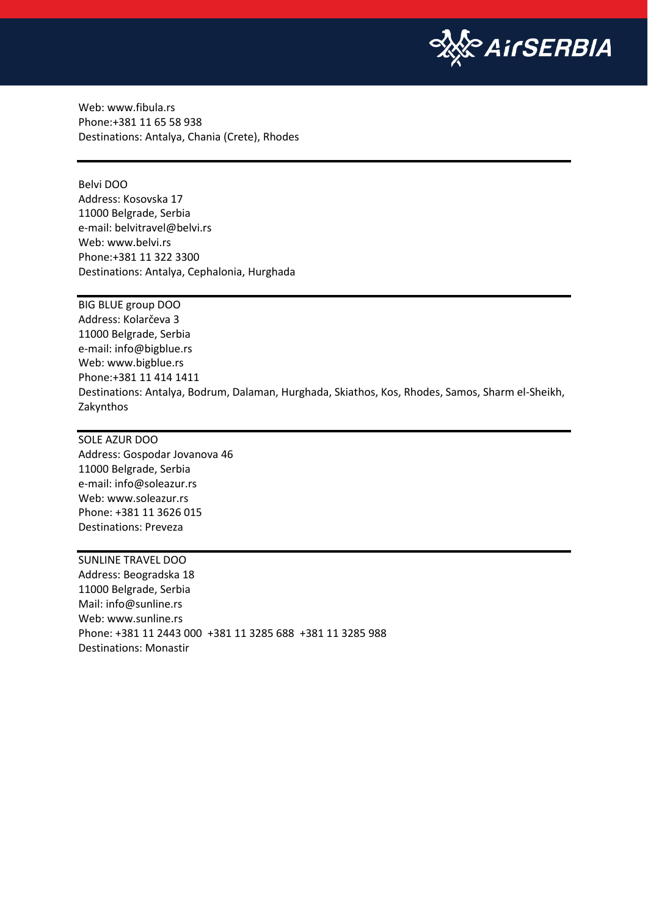Web: www.fibula.rs
Phone:+381 11 65 58 938
Destinations: Antalya, Chania (Crete), Rhodes

---

Belvi DOO
Address: Kosovska 17
11000 Belgrade, Serbia
e-mail: belvitravel@belvi.rs
Web: www.belvi.rs
Phone:+381 11 322 3300
Destinations: Antalya, Cephalonia, Hurghada

---

BIG BLUE group DOO
Address: Kolarčeva 3
11000 Belgrade, Serbia
e-mail: info@bigblue.rs
Web: www.bigblue.rs
Phone:+381 11 414 1411
Destinations: Antalya, Bodrum, Dalaman, Hurghada, Skiathos, Kos, Rhodes, Samos, Sharm el-Sheikh, Zakynthos

---

SOLE AZUR DOO
Address: Gospodar Jovanova 46
11000 Belgrade, Serbia
e-mail: info@soleazur.rs
Web: www.soleazur.rs
Phone: +381 11 3626 015
Destinations: Preveza

---

SUNLINE TRAVEL DOO
Address: Beogradska 18
11000 Belgrade, Serbia
Mail: info@sunline.rs
Web: www.sunline.rs
Phone: +381 11 2443 000 +381 11 3285 688 +381 11 3285 988
Destinations: Monastir